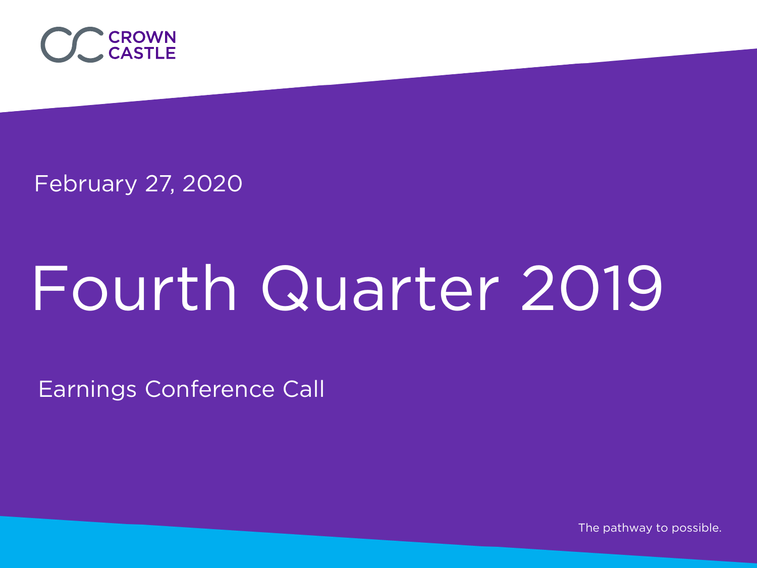CROWN CASTLE

February 27, 2020

# Fourth Quarter 2019

Earnings Conference Call

The pathway to possible.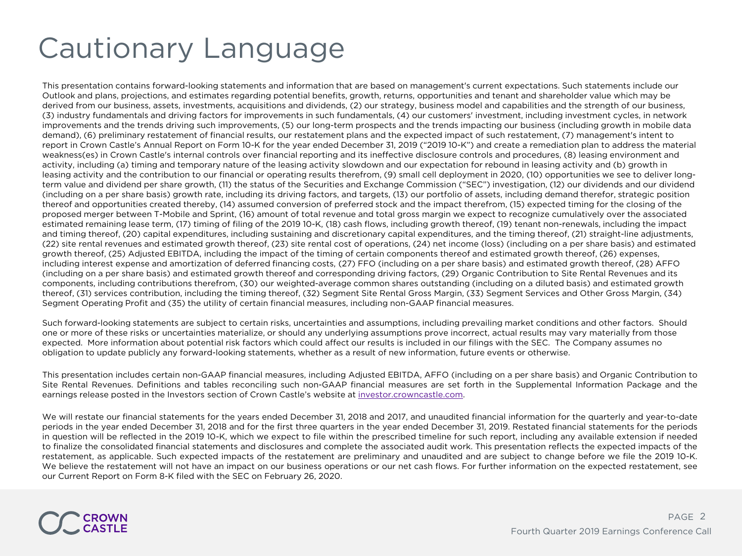# Cautionary Language

This presentation contains forward-looking statements and information that are based on management's current expectations. Such statements include our Outlook and plans, projections, and estimates regarding potential benefits, growth, returns, opportunities and tenant and shareholder value which may be derived from our business, assets, investments, acquisitions and dividends, (2) our strategy, business model and capabilities and the strength of our business, (3) industry fundamentals and driving factors for improvements in such fundamentals, (4) our customers' investment, including investment cycles, in network improvements and the trends driving such improvements, (5) our long-term prospects and the trends impacting our business (including growth in mobile data demand), (6) preliminary restatement of financial results, our restatement plans and the expected impact of such restatement, (7) management's intent to report in Crown Castle's Annual Report on Form 10-K for the year ended December 31, 2019 ("2019 10-K") and create a remediation plan to address the material weakness(es) in Crown Castle's internal controls over financial reporting and its ineffective disclosure controls and procedures, (8) leasing environment and activity, including (a) timing and temporary nature of the leasing activity slowdown and our expectation for rebound in leasing activity and (b) growth in leasing activity and the contribution to our financial or operating results therefrom, (9) small cell deployment in 2020, (10) opportunities we see to deliver long-term value and dividend per share growth, (11) the status of the Securities and Exchange Commission ("SEC") investigation, (12) our dividends and our dividend (including on a per share basis) growth rate, including its driving factors, and targets, (13) our portfolio of assets, including demand therefor, strategic position thereof and opportunities created thereby, (14) assumed conversion of preferred stock and the impact therefrom, (15) expected timing for the closing of the proposed merger between T-Mobile and Sprint, (16) amount of total revenue and total gross margin we expect to recognize cumulatively over the associated estimated remaining lease term, (17) timing of filing of the 2019 10-K, (18) cash flows, including growth thereof, (19) tenant non-renewals, including the impact and timing thereof, (20) capital expenditures, including sustaining and discretionary capital expenditures, and the timing thereof, (21) straight-line adjustments, (22) site rental revenues and estimated growth thereof, (23) site rental cost of operations, (24) net income (loss) (including on a per share basis) and estimated growth thereof, (25) Adjusted EBITDA, including the impact of the timing of certain components thereof and estimated growth thereof, (26) expenses, including interest expense and amortization of deferred financing costs, (27) FFO (including on a per share basis) and estimated growth thereof, (28) AFFO (including on a per share basis) and estimated growth thereof and corresponding driving factors, (29) Organic Contribution to Site Rental Revenues and its components, including contributions therefrom, (30) our weighted-average common shares outstanding (including on a diluted basis) and estimated growth thereof, (31) services contribution, including the timing thereof, (32) Segment Site Rental Gross Margin, (33) Segment Services and Other Gross Margin, (34) Segment Operating Profit and (35) the utility of certain financial measures, including non-GAAP financial measures.

Such forward-looking statements are subject to certain risks, uncertainties and assumptions, including prevailing market conditions and other factors. Should one or more of these risks or uncertainties materialize, or should any underlying assumptions prove incorrect, actual results may vary materially from those expected. More information about potential risk factors which could affect our results is included in our filings with the SEC. The Company assumes no obligation to update publicly any forward-looking statements, whether as a result of new information, future events or otherwise.

This presentation includes certain non-GAAP financial measures, including Adjusted EBITDA, AFFO (including on a per share basis) and Organic Contribution to Site Rental Revenues. Definitions and tables reconciling such non-GAAP financial measures are set forth in the Supplemental Information Package and the earnings release posted in the Investors section of Crown Castle's website at investor.crowncastle.com.

We will restate our financial statements for the years ended December 31, 2018 and 2017, and unaudited financial information for the quarterly and year-to-date periods in the year ended December 31, 2018 and for the first three quarters in the year ended December 31, 2019. Restated financial statements for the periods in question will be reflected in the 2019 10-K, which we expect to file within the prescribed timeline for such report, including any available extension if needed to finalize the consolidated financial statements and disclosures and complete the associated audit work. This presentation reflects the expected impacts of the restatement, as applicable. Such expected impacts of the restatement are preliminary and unaudited and are subject to change before we file the 2019 10-K. We believe the restatement will not have an impact on our business operations or our net cash flows. For further information on the expected restatement, see our Current Report on Form 8-K filed with the SEC on February 26, 2020.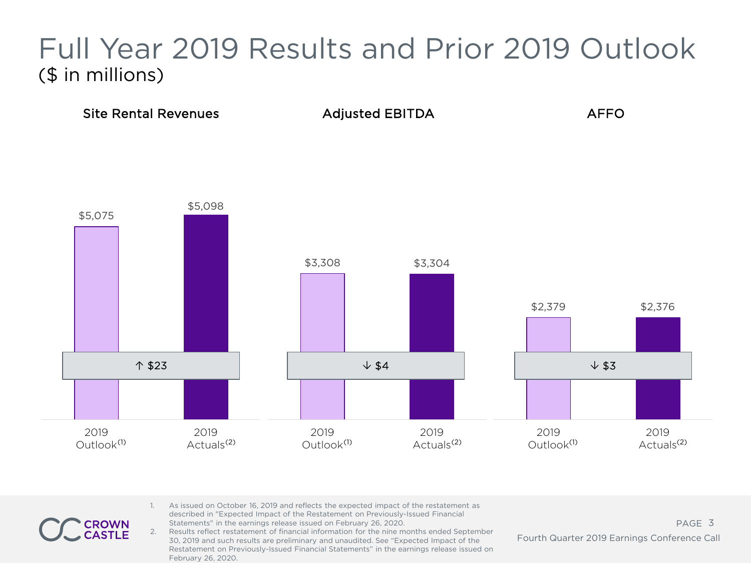# Full Year 2019 Results and Prior 2019 Outlook

($ in millions)

### Site Rental Revenues

$5,075

$5,098

↑ $23

2019 Outlook[(1)]

2019 Actuals[(2)]

### Adjusted EBITDA

$3,308

$3,304

↓ $4

2019 Outlook[(1)]

2019 Actuals[(2)]

### AFFO

$2,379

$2,376

↓ $3

2019 Outlook[(1)]

2019 Actuals[(2)]

1. As issued on October 16, 2019 and reflects the expected impact of the restatement as described in "Expected Impact of the Restatement on Previously-Issued Financial Statements" in the earnings release issued on February 26, 2020.
2. Results reflect restatement of financial information for the nine months ended September 30, 2019 and such results are preliminary and unaudited. See "Expected Impact of the Restatement on Previously-Issued Financial Statements" in the earnings release issued on February 26, 2020.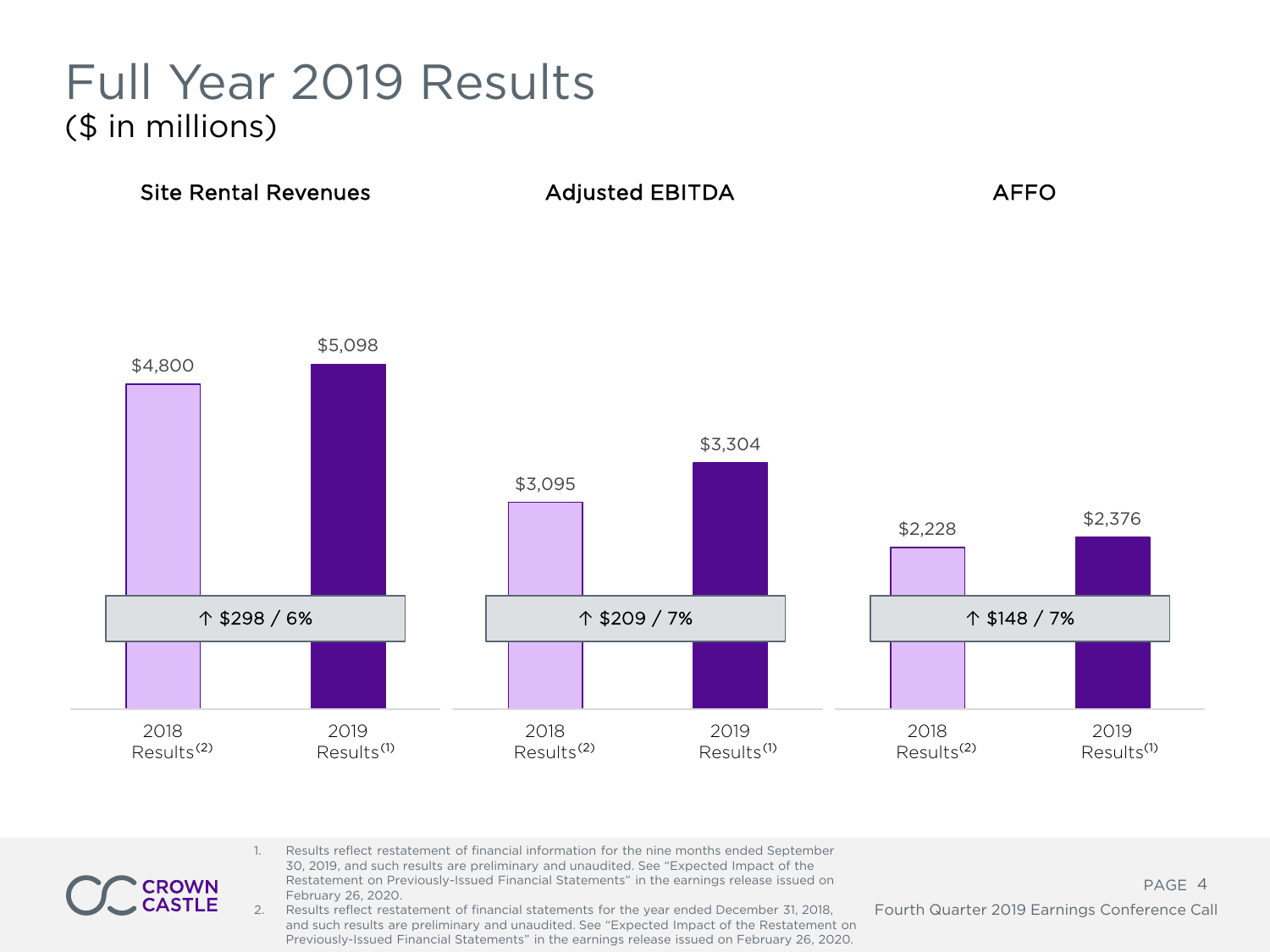# Full Year 2019 Results
($ in millions)

### Site Rental Revenues

$4,800

$5,098

↑ $298 / 6%

2018 Results[(2)]

2019 Results[(1)]

### Adjusted EBITDA

$3,095

$3,304

↑ $209 / 7%

2018 Results[(2)]

2019 Results[(1)]

### AFFO

$2,228

$2,376

↑ $148 / 7%

2018 Results[(2)]

2019 Results[(1)]

1. Results reflect restatement of financial information for the nine months ended September 30, 2019, and such results are preliminary and unaudited. See "Expected Impact of the Restatement on Previously-Issued Financial Statements" in the earnings release issued on February 26, 2020.
2. Results reflect restatement of financial statements for the year ended December 31, 2018, and such results are preliminary and unaudited. See "Expected Impact of the Restatement on Previously-Issued Financial Statements" in the earnings release issued on February 26, 2020.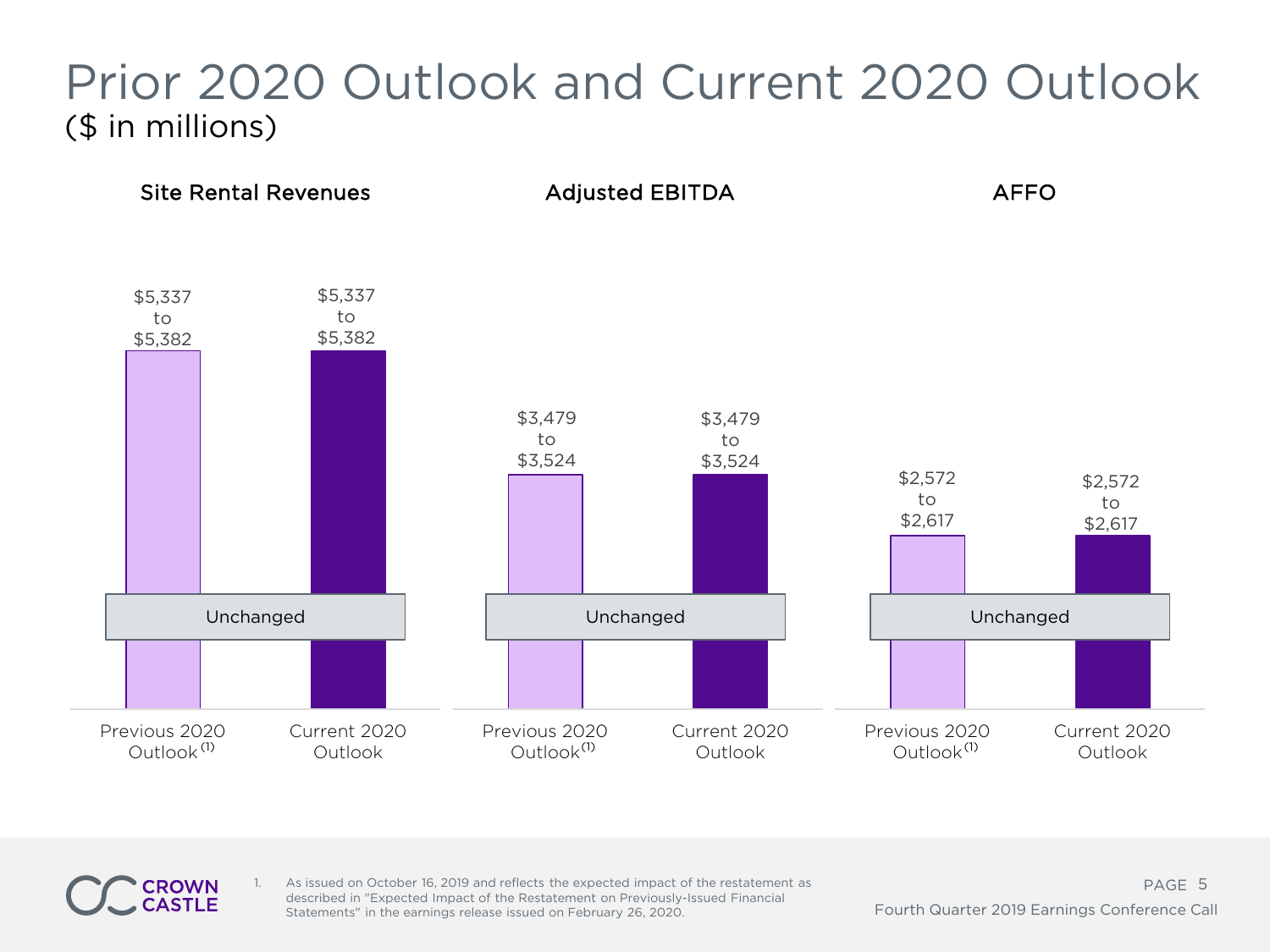# Prior 2020 Outlook and Current 2020 Outlook

($ in millions)

| | Previous 2020 Outlook[(1)] | Current 2020 Outlook | |
|---|---|---|---|
| Site Rental Revenues | $5,337 to $5,382 | $5,337 to $5,382 | Unchanged |
| Adjusted EBITDA | $3,479 to $3,524 | $3,479 to $3,524 | Unchanged |
| AFFO | $2,572 to $2,617 | $2,572 to $2,617 | Unchanged |

1. As issued on October 16, 2019 and reflects the expected impact of the restatement as described in "Expected Impact of the Restatement on Previously-Issued Financial Statements" in the earnings release issued on February 26, 2020.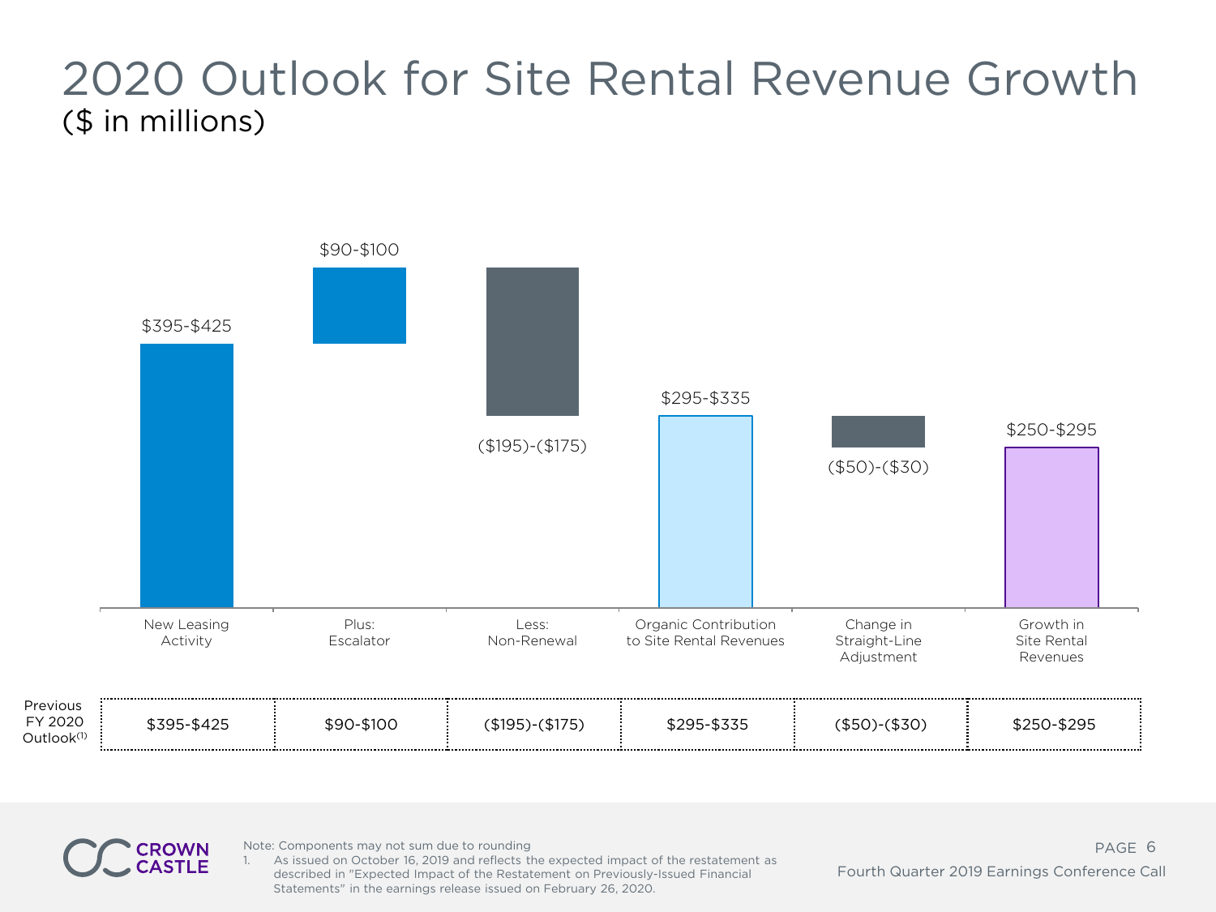# 2020 Outlook for Site Rental Revenue Growth
($ in millions)

$395-$425

$90-$100

($195)-($175)

$295-$335

($50)-($30)

$250-$295

New Leasing Activity

Plus: Escalator

Less: Non-Renewal

Organic Contribution to Site Rental Revenues

Change in Straight-Line Adjustment

Growth in Site Rental Revenues

| | New Leasing Activity | Plus: Escalator | Less: Non-Renewal | Organic Contribution to Site Rental Revenues | Change in Straight-Line Adjustment | Growth in Site Rental Revenues |
|---|---|---|---|---|---|---|
| Previous FY 2020 Outlook[1] | $395-$425 | $90-$100 | ($195)-($175) | $295-$335 | ($50)-($30) | $250-$295 |

Note: Components may not sum due to rounding

1. As issued on October 16, 2019 and reflects the expected impact of the restatement as described in "Expected Impact of the Restatement on Previously-Issued Financial Statements" in the earnings release issued on February 26, 2020.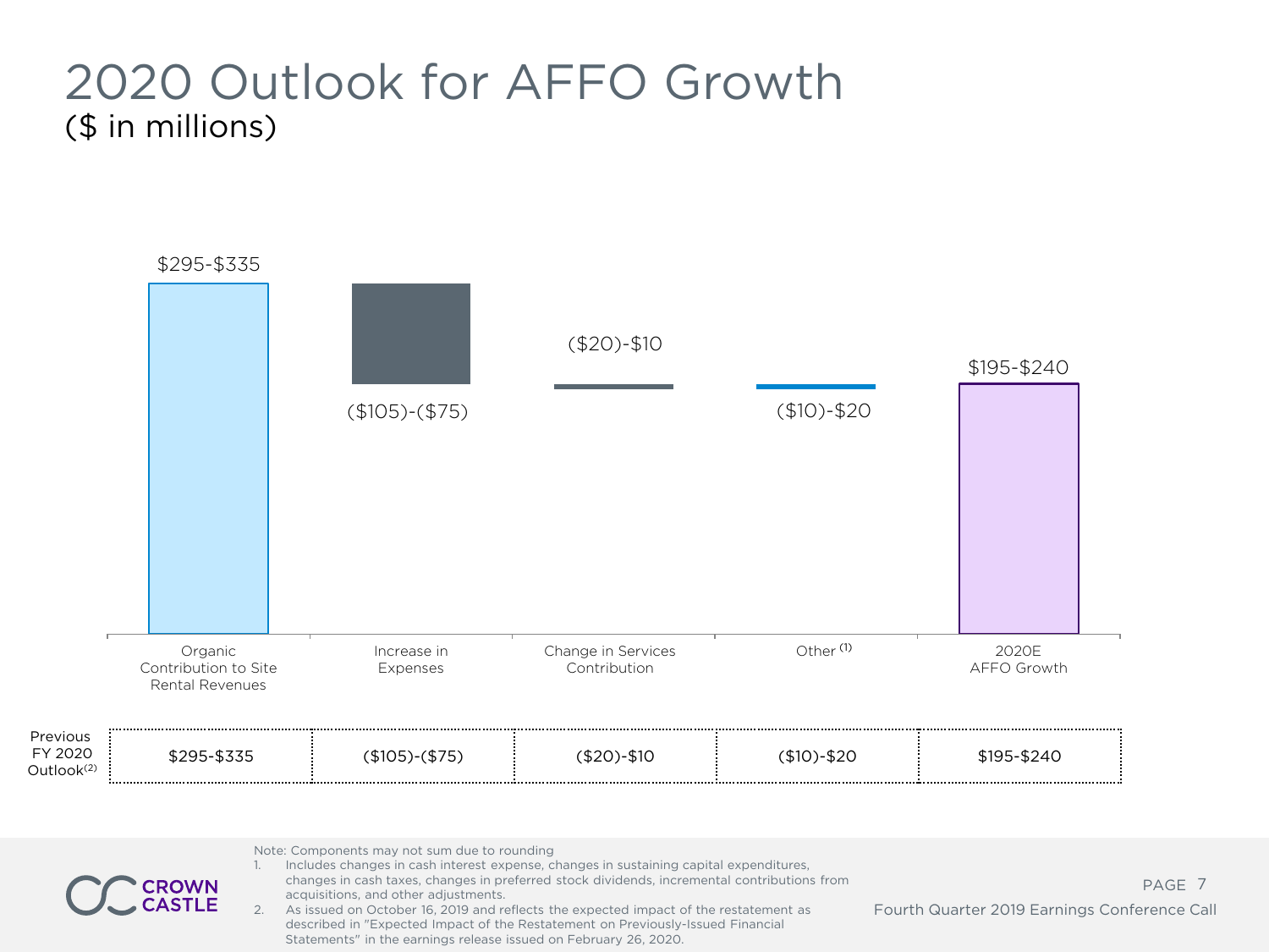# 2020 Outlook for AFFO Growth
## ($ in millions)

$295-$335

($105)-($75)

($20)-$10

($10)-$20

$195-$240

Organic Contribution to Site Rental Revenues

Increase in Expenses

Change in Services Contribution

Other [1]

2020E AFFO Growth

| | Organic Contribution to Site Rental Revenues | Increase in Expenses | Change in Services Contribution | Other [1] | 2020E AFFO Growth |
|---|---|---|---|---|---|
| Previous FY 2020 Outlook[2] | $295-$335 | ($105)-($75) | ($20)-$10 | ($10)-$20 | $195-$240 |

Note: Components may not sum due to rounding

1. Includes changes in cash interest expense, changes in sustaining capital expenditures, changes in cash taxes, changes in preferred stock dividends, incremental contributions from acquisitions, and other adjustments.
2. As issued on October 16, 2019 and reflects the expected impact of the restatement as described in "Expected Impact of the Restatement on Previously-Issued Financial Statements" in the earnings release issued on February 26, 2020.

CROWN CASTLE

Fourth Quarter 2019 Earnings Conference Call